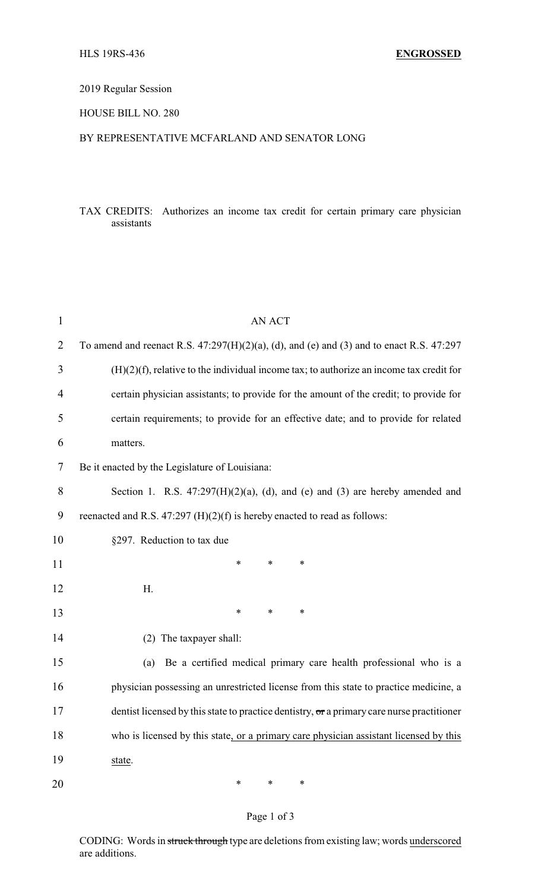HLS 19RS-436 **ENGROSSED**

2019 Regular Session

HOUSE BILL NO. 280

BY REPRESENTATIVE MCFARLAND AND SENATOR LONG

TAX CREDITS: Authorizes an income tax credit for certain primary care physician assistants

AN ACT

To amend and reenact R.S. 47:297(H)(2)(a), (d), and (e) and (3) and to enact R.S. 47:297 (H)(2)(f), relative to the individual income tax; to authorize an income tax credit for certain physician assistants; to provide for the amount of the credit; to provide for certain requirements; to provide for an effective date; and to provide for related matters.

Be it enacted by the Legislature of Louisiana:

Section 1. R.S. 47:297(H)(2)(a), (d), and (e) and (3) are hereby amended and reenacted and R.S. 47:297 (H)(2)(f) is hereby enacted to read as follows:

§297. Reduction to tax due

\* \* \*

H.

\* \* \*

(2) The taxpayer shall:

(a) Be a certified medical primary care health professional who is a physician possessing an unrestricted license from this state to practice medicine, a dentist licensed by this state to practice dentistry, ~~or~~ a primary care nurse practitioner who is licensed by this state, <u>or a primary care physician assistant licensed by this state</u>.

\* \* \*

CODING: Words in ~~struck through~~ type are deletions from existing law; words <u>underscored</u> are additions.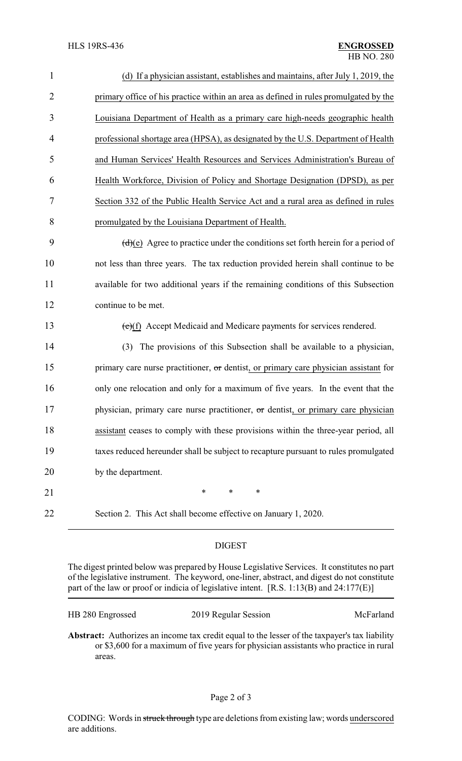(d) If a physician assistant, establishes and maintains, after July 1, 2019, the primary office of his practice within an area as defined in rules promulgated by the Louisiana Department of Health as a primary care high-needs geographic health professional shortage area (HPSA), as designated by the U.S. Department of Health and Human Services' Health Resources and Services Administration's Bureau of Health Workforce, Division of Policy and Shortage Designation (DPSD), as per Section 332 of the Public Health Service Act and a rural area as defined in rules promulgated by the Louisiana Department of Health.

~~(d)~~(e) Agree to practice under the conditions set forth herein for a period of not less than three years. The tax reduction provided herein shall continue to be available for two additional years if the remaining conditions of this Subsection continue to be met.

~~(e)~~(f) Accept Medicaid and Medicare payments for services rendered.

(3) The provisions of this Subsection shall be available to a physician, primary care nurse practitioner, ~~or~~ dentist, or primary care physician assistant for only one relocation and only for a maximum of five years. In the event that the physician, primary care nurse practitioner, ~~or~~ dentist, or primary care physician assistant ceases to comply with these provisions within the three-year period, all taxes reduced hereunder shall be subject to recapture pursuant to rules promulgated by the department.

\* \* \*

Section 2. This Act shall become effective on January 1, 2020.

## DIGEST

The digest printed below was prepared by House Legislative Services. It constitutes no part of the legislative instrument. The keyword, one-liner, abstract, and digest do not constitute part of the law or proof or indicia of legislative intent. [R.S. 1:13(B) and 24:177(E)]

HB 280 Engrossed | 2019 Regular Session | McFarland

**Abstract:** Authorizes an income tax credit equal to the lesser of the taxpayer's tax liability or $3,600 for a maximum of five years for physician assistants who practice in rural areas.

CODING: Words in ~~struck through~~ type are deletions from existing law; words underscored are additions.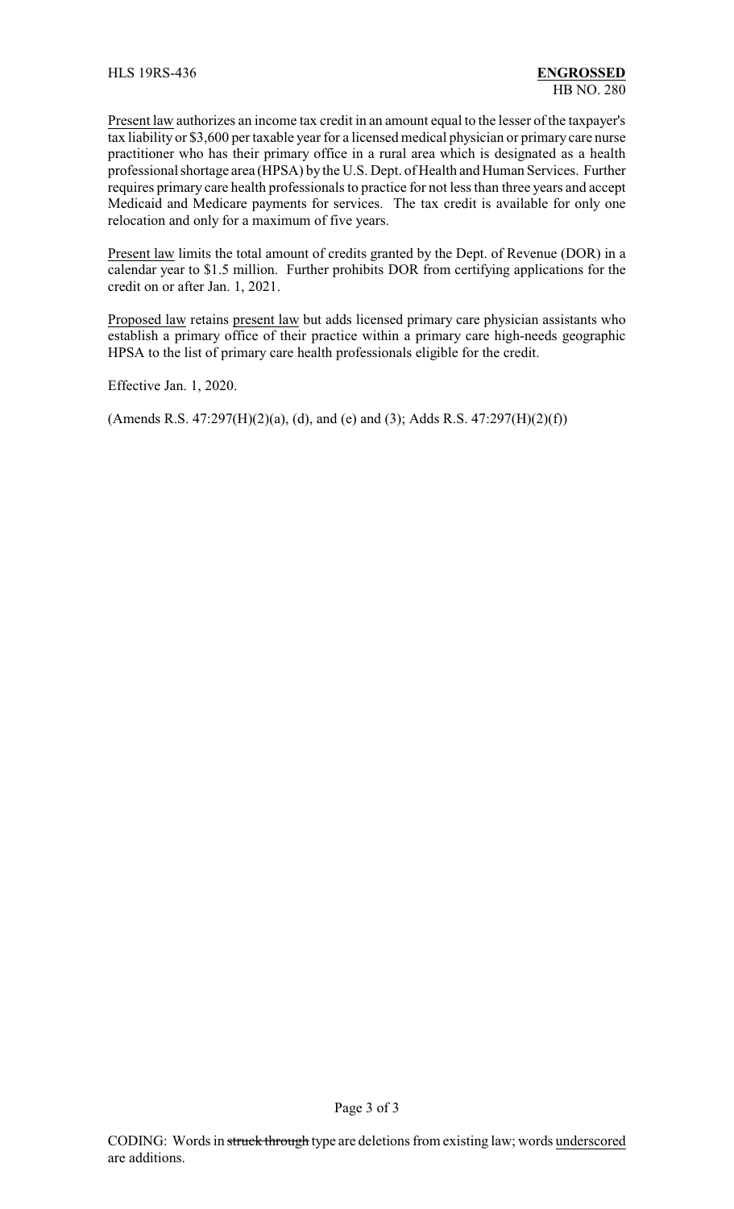Present law authorizes an income tax credit in an amount equal to the lesser of the taxpayer's tax liability or $3,600 per taxable year for a licensed medical physician or primary care nurse practitioner who has their primary office in a rural area which is designated as a health professional shortage area (HPSA) by the U.S. Dept. of Health and Human Services. Further requires primary care health professionals to practice for not less than three years and accept Medicaid and Medicare payments for services. The tax credit is available for only one relocation and only for a maximum of five years.

Present law limits the total amount of credits granted by the Dept. of Revenue (DOR) in a calendar year to $1.5 million. Further prohibits DOR from certifying applications for the credit on or after Jan. 1, 2021.

Proposed law retains present law but adds licensed primary care physician assistants who establish a primary office of their practice within a primary care high-needs geographic HPSA to the list of primary care health professionals eligible for the credit.

Effective Jan. 1, 2020.

(Amends R.S. 47:297(H)(2)(a), (d), and (e) and (3); Adds R.S. 47:297(H)(2)(f))